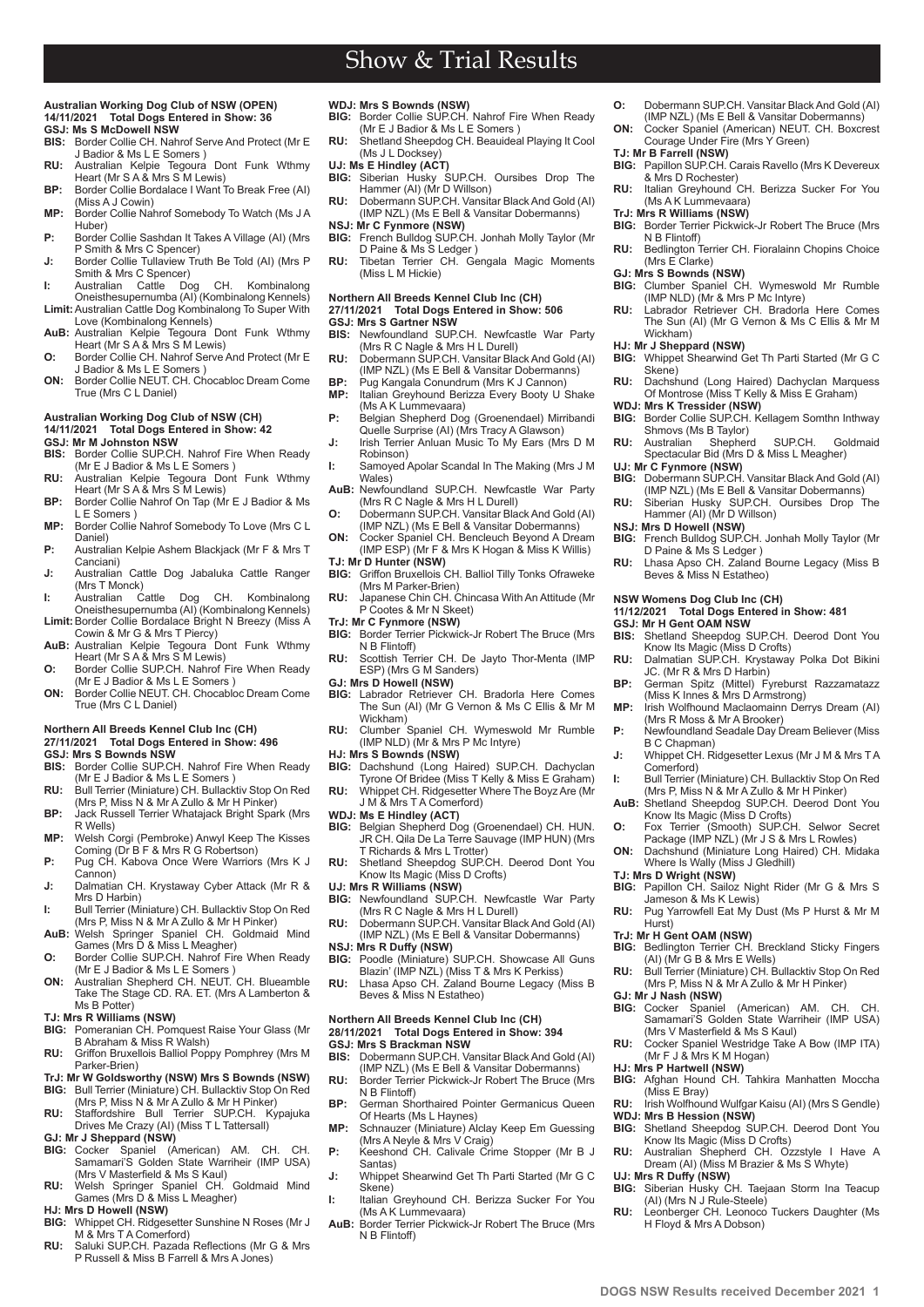# Show & Trial Results

**Australian Working Dog Club of NSW (OPEN)**
**14/11/2021 Total Dogs Entered in Show: 36**
**GSJ: Ms S McDowell NSW**

- **BIS:** Border Collie CH. Nahrof Serve And Protect (Mr E J Badior & Ms L E Somers )
- **RU:** Australian Kelpie Tegoura Dont Funk Wthmy Heart (Mr S A & Mrs S M Lewis)
- **BP:** Border Collie Bordalace I Want To Break Free (AI) (Miss A J Cowin)
- **MP:** Border Collie Nahrof Somebody To Watch (Ms J A Huber)
- **P:** Border Collie Sashdan It Takes A Village (AI) (Mrs P Smith & Mrs C Spencer)
- **J:** Border Collie Tullaview Truth Be Told (AI) (Mrs P Smith & Mrs C Spencer)
- **I:** Australian Cattle Dog CH. Kombinalong Oneisthesupernumba (AI) (Kombinalong Kennels)
- **Limit:** Australian Cattle Dog Kombinalong To Super With Love (Kombinalong Kennels)
- **AuB:** Australian Kelpie Tegoura Dont Funk Wthmy Heart (Mr S A & Mrs S M Lewis)
- **O:** Border Collie CH. Nahrof Serve And Protect (Mr E J Badior & Ms L E Somers )
- **ON:** Border Collie NEUT. CH. Chocabloc Dream Come True (Mrs C L Daniel)

**Australian Working Dog Club of NSW (CH)**
**14/11/2021 Total Dogs Entered in Show: 42**
**GSJ: Mr M Johnston NSW**

- **BIS:** Border Collie SUP.CH. Nahrof Fire When Ready (Mr E J Badior & Ms L E Somers )
- **RU:** Australian Kelpie Tegoura Dont Funk Wthmy Heart (Mr S A & Mrs S M Lewis)
- **BP:** Border Collie Nahrof On Tap (Mr E J Badior & Ms L E Somers )
- **MP:** Border Collie Nahrof Somebody To Love (Mrs C L Daniel)
- **P:** Australian Kelpie Ashem Blackjack (Mr F & Mrs T Canciani)
- **J:** Australian Cattle Dog Jabaluka Cattle Ranger (Mrs T Monck)
- **I:** Australian Cattle Dog CH. Kombinalong Oneisthesupernumba (AI) (Kombinalong Kennels)
- **Limit:** Border Collie Bordalace Bright N Breezy (Miss A Cowin & Mr G & Mrs T Piercy)
- **AuB:** Australian Kelpie Tegoura Dont Funk Wthmy Heart (Mr S A & Mrs S M Lewis)
- **O:** Border Collie SUP.CH. Nahrof Fire When Ready (Mr E J Badior & Ms L E Somers )
- **ON:** Border Collie NEUT. CH. Chocabloc Dream Come True (Mrs C L Daniel)

**Northern All Breeds Kennel Club Inc (CH)**
**27/11/2021 Total Dogs Entered in Show: 496**
**GSJ: Mrs S Bownds NSW**

- **BIS:** Border Collie SUP.CH. Nahrof Fire When Ready (Mr E J Badior & Ms L E Somers )
- **RU:** Bull Terrier (Miniature) CH. Bullacktiv Stop On Red (Mrs P, Miss N & Mr A Zullo & Mr H Pinker)
- **BP:** Jack Russell Terrier Whatajack Bright Spark (Mrs R Wells)
- **MP:** Welsh Corgi (Pembroke) Anwyl Keep The Kisses Coming (Dr B F & Mrs R G Robertson)
- **P:** Pug CH. Kabova Once Were Warriors (Mrs K J Cannon)
- **J:** Dalmatian CH. Krystaway Cyber Attack (Mr R & Mrs D Harbin)
- **I:** Bull Terrier (Miniature) CH. Bullacktiv Stop On Red (Mrs P, Miss N & Mr A Zullo & Mr H Pinker)
- **AuB:** Welsh Springer Spaniel CH. Goldmaid Mind Games (Mrs D & Miss L Meagher)
- **O:** Border Collie SUP.CH. Nahrof Fire When Ready (Mr E J Badior & Ms L E Somers )
- **ON:** Australian Shepherd CH. NEUT. CH. Blueamble Take The Stage CD. RA. ET. (Mrs A Lamberton & Ms B Potter)

**TJ: Mrs R Williams (NSW)**
- **BIG:** Pomeranian CH. Pomquest Raise Your Glass (Mr B Abraham & Miss R Walsh)
- **RU:** Griffon Bruxellois Balliol Poppy Pomphrey (Mrs M Parker-Brien)

**TrJ: Mr W Goldsworthy (NSW) Mrs S Bownds (NSW)**
- **BIG:** Bull Terrier (Miniature) CH. Bullacktiv Stop On Red (Mrs P, Miss N & Mr A Zullo & Mr H Pinker)
- **RU:** Staffordshire Bull Terrier SUP.CH. Kypajuka Drives Me Crazy (AI) (Miss T L Tattersall)

**GJ: Mr J Sheppard (NSW)**
- **BIG:** Cocker Spaniel (American) AM. CH. CH. Samamari'S Golden State Warriheir (IMP USA) (Mrs V Masterfield & Ms S Kaul)
- **RU:** Welsh Springer Spaniel CH. Goldmaid Mind Games (Mrs D & Miss L Meagher)

**HJ: Mrs D Howell (NSW)**
- **BIG:** Whippet CH. Ridgesetter Sunshine N Roses (Mr J M & Mrs T A Comerford)
- **RU:** Saluki SUP.CH. Pazada Reflections (Mr G & Mrs P Russell & Miss B Farrell & Mrs A Jones)

**WDJ: Mrs S Bownds (NSW)**
- **BIG:** Border Collie SUP.CH. Nahrof Fire When Ready (Mr E J Badior & Ms L E Somers )
- **RU:** Shetland Sheepdog CH. Beauideal Playing It Cool (Ms J L Docksey)

**UJ: Ms E Hindley (ACT)**
- **BIG:** Siberian Husky SUP.CH. Oursibes Drop The Hammer (AI) (Mr D Willson)
- **RU:** Dobermann SUP.CH. Vansitar Black And Gold (AI) (IMP NZL) (Ms E Bell & Vansitar Dobermanns)

**NSJ: Mr C Fynmore (NSW)**
- **BIG:** French Bulldog SUP.CH. Jonhah Molly Taylor (Mr D Paine & Ms S Ledger )
- **RU:** Tibetan Terrier CH. Gengala Magic Moments (Miss L M Hickie)

**Northern All Breeds Kennel Club Inc (CH)**
**27/11/2021 Total Dogs Entered in Show: 506**
**GSJ: Mrs S Gartner NSW**

- **BIS:** Newfoundland SUP.CH. Newfcastle War Party (Mrs R C Nagle & Mrs H L Durell)
- **RU:** Dobermann SUP.CH. Vansitar Black And Gold (AI) (IMP NZL) (Ms E Bell & Vansitar Dobermanns)
- **BP:** Pug Kangala Conundrum (Mrs K J Cannon)
- **MP:** Italian Greyhound Berizza Every Booty U Shake (Ms A K Lummevaara)
- **P:** Belgian Shepherd Dog (Groenendael) Mirribandi Quelle Surprise (AI) (Mrs Tracy A Glawson)
- **J:** Irish Terrier Anluan Music To My Ears (Mrs D M Robinson)
- **I:** Samoyed Apolar Scandal In The Making (Mrs J M Wales)
- **AuB:** Newfoundland SUP.CH. Newfcastle War Party (Mrs R C Nagle & Mrs H L Durell)
- **O:** Dobermann SUP.CH. Vansitar Black And Gold (AI) (IMP NZL) (Ms E Bell & Vansitar Dobermanns)
- **ON:** Cocker Spaniel CH. Bencleuch Beyond A Dream (IMP ESP) (Mr F & Mrs K Hogan & Miss K Willis)

**TJ: Mr D Hunter (NSW)**
- **BIG:** Griffon Bruxellois CH. Balliol Tilly Tonks Ofraweke (Mrs M Parker-Brien)
- **RU:** Japanese Chin CH. Chincasa With An Attitude (Mr P Cootes & Mr N Skeet)

**TrJ: Mr C Fynmore (NSW)**
- **BIG:** Border Terrier Pickwick-Jr Robert The Bruce (Mrs N B Flintoff)
- **RU:** Scottish Terrier CH. De Jayto Thor-Menta (IMP ESP) (Mrs G M Sanders)

**GJ: Mrs D Howell (NSW)**
- **BIG:** Labrador Retriever CH. Bradorla Here Comes The Sun (AI) (Mr G Vernon & Ms C Ellis & Mr M Wickham)
- **RU:** Clumber Spaniel CH. Wymeswold Mr Rumble (IMP NLD) (Mr & Mrs P Mc Intyre)

**HJ: Mrs S Bownds (NSW)**
- **BIG:** Dachshund (Long Haired) SUP.CH. Dachyclan Tyrone Of Bridee (Miss T Kelly & Miss E Graham)
- **RU:** Whippet CH. Ridgesetter Where The Boyz Are (Mr J M & Mrs T A Comerford)

**WDJ: Ms E Hindley (ACT)**
- **BIG:** Belgian Shepherd Dog (Groenendael) CH. HUN. JR CH. Qila De La Terre Sauvage (IMP HUN) (Mrs T Richards & Mrs L Trotter)
- **RU:** Shetland Sheepdog SUP.CH. Deerod Dont You Know Its Magic (Miss D Crofts)

**UJ: Mrs R Williams (NSW)**
- **BIG:** Newfoundland SUP.CH. Newfcastle War Party (Mrs R C Nagle & Mrs H L Durell)
- **RU:** Dobermann SUP.CH. Vansitar Black And Gold (AI) (IMP NZL) (Ms E Bell & Vansitar Dobermanns)

**NSJ: Mrs R Duffy (NSW)**
- **BIG:** Poodle (Miniature) SUP.CH. Showcase All Guns Blazin' (IMP NZL) (Miss T & Mrs K Perkiss)
- **RU:** Lhasa Apso CH. Zaland Bourne Legacy (Miss B Beves & Miss N Estatheo)

**Northern All Breeds Kennel Club Inc (CH)**
**28/11/2021 Total Dogs Entered in Show: 394**
**GSJ: Mrs S Brackman NSW**

- **BIS:** Dobermann SUP.CH. Vansitar Black And Gold (AI) (IMP NZL) (Ms E Bell & Vansitar Dobermanns)
- **RU:** Border Terrier Pickwick-Jr Robert The Bruce (Mrs N B Flintoff)
- **BP:** German Shorthaired Pointer Germanicus Queen Of Hearts (Ms L Haynes)
- **MP:** Schnauzer (Miniature) Alclay Keep Em Guessing (Mrs A Neyle & Mrs V Craig)
- **P:** Keeshond CH. Calivale Crime Stopper (Mr B J Santas)
- **J:** Whippet Shearwind Get Th Parti Started (Mr G C Skene)
- **I:** Italian Greyhound CH. Berizza Sucker For You (Ms A K Lummevaara)
- **AuB:** Border Terrier Pickwick-Jr Robert The Bruce (Mrs N B Flintoff)
- **O:** Dobermann SUP.CH. Vansitar Black And Gold (AI) (IMP NZL) (Ms E Bell & Vansitar Dobermanns)
- **ON:** Cocker Spaniel (American) NEUT. CH. Boxcrest Courage Under Fire (Mrs Y Green)

**TJ: Mr B Farrell (NSW)**
- **BIG:** Papillon SUP.CH. Carais Ravello (Mrs K Devereux & Mrs D Rochester)
- **RU:** Italian Greyhound CH. Berizza Sucker For You (Ms A K Lummevaara)

**TrJ: Mrs R Williams (NSW)**
- **BIG:** Border Terrier Pickwick-Jr Robert The Bruce (Mrs N B Flintoff)
- **RU:** Bedlington Terrier CH. Fioralainn Chopins Choice (Mrs E Clarke)

**GJ: Mrs S Bownds (NSW)**
- **BIG:** Clumber Spaniel CH. Wymeswold Mr Rumble (IMP NLD) (Mr & Mrs P Mc Intyre)
- **RU:** Labrador Retriever CH. Bradorla Here Comes The Sun (AI) (Mr G Vernon & Ms C Ellis & Mr M Wickham)

**HJ: Mr J Sheppard (NSW)**
- **BIG:** Whippet Shearwind Get Th Parti Started (Mr G C Skene)
- **RU:** Dachshund (Long Haired) Dachyclan Marquess Of Montrose (Miss T Kelly & Miss E Graham)

**WDJ: Mrs K Tressider (NSW)**
- **BIG:** Border Collie SUP.CH. Kellagem Somthn Inthway Shmovs (Ms B Taylor)
- **RU:** Australian Shepherd SUP.CH. Goldmaid Spectacular Bid (Mrs D & Miss L Meagher)

**UJ: Mr C Fynmore (NSW)**
- **BIG:** Dobermann SUP.CH. Vansitar Black And Gold (AI) (IMP NZL) (Ms E Bell & Vansitar Dobermanns)
- **RU:** Siberian Husky SUP.CH. Oursibes Drop The Hammer (AI) (Mr D Willson)

**NSJ: Mrs D Howell (NSW)**
- **BIG:** French Bulldog SUP.CH. Jonhah Molly Taylor (Mr D Paine & Ms S Ledger )
- **RU:** Lhasa Apso CH. Zaland Bourne Legacy (Miss B Beves & Miss N Estatheo)

**NSW Womens Dog Club Inc (CH)**
**11/12/2021 Total Dogs Entered in Show: 481**
**GSJ: Mr H Gent OAM NSW**

- **BIS:** Shetland Sheepdog SUP.CH. Deerod Dont You Know Its Magic (Miss D Crofts)
- **RU:** Dalmatian SUP.CH. Krystaway Polka Dot Bikini JC. (Mr R & Mrs D Harbin)
- **BP:** German Spitz (Mittel) Fyreburst Razzamatazz (Miss K Innes & Mrs D Armstrong)
- **MP:** Irish Wolfhound Maclaomainn Derrys Dream (AI) (Mrs R Moss & Mr A Brooker)
- **P:** Newfoundland Seadale Day Dream Believer (Miss B C Chapman)
- **J:** Whippet CH. Ridgesetter Lexus (Mr J M & Mrs T A Comerford)
- **I:** Bull Terrier (Miniature) CH. Bullacktiv Stop On Red (Mrs P, Miss N & Mr A Zullo & Mr H Pinker)
- **AuB:** Shetland Sheepdog SUP.CH. Deerod Dont You Know Its Magic (Miss D Crofts)
- **O:** Fox Terrier (Smooth) SUP.CH. Selwor Secret Package (IMP NZL) (Mr J S & Mrs L Rowles)
- **ON:** Dachshund (Miniature Long Haired) CH. Midaka Where Is Wally (Miss J Gledhill)

**TJ: Mrs D Wright (NSW)**
- **BIG:** Papillon CH. Sailoz Night Rider (Mr G & Mrs S Jameson & Ms K Lewis)
- **RU:** Pug Yarrowfell Eat My Dust (Ms P Hurst & Mr M Hurst)

**TrJ: Mr H Gent OAM (NSW)**
- **BIG:** Bedlington Terrier CH. Breckland Sticky Fingers (AI) (Mr G B & Mrs E Wells)
- **RU:** Bull Terrier (Miniature) CH. Bullacktiv Stop On Red (Mrs P, Miss N & Mr A Zullo & Mr H Pinker)

**GJ: Mr J Nash (NSW)**
- **BIG:** Cocker Spaniel (American) AM. CH. CH. Samamari'S Golden State Warriheir (IMP USA) (Mrs V Masterfield & Ms S Kaul)
- **RU:** Cocker Spaniel Westridge Take A Bow (IMP ITA) (Mr F J & Mrs K M Hogan)

**HJ: Mrs P Hartwell (NSW)**
- **BIG:** Afghan Hound CH. Tahkira Manhatten Moccha (Miss E Bray)
- **RU:** Irish Wolfhound Wulfgar Kaisu (AI) (Mrs S Gendle)

**WDJ: Mrs B Hession (NSW)**
- **BIG:** Shetland Sheepdog SUP.CH. Deerod Dont You Know Its Magic (Miss D Crofts)
- **RU:** Australian Shepherd CH. Ozzstyle I Have A Dream (AI) (Miss M Brazier & Ms S Whyte)

**UJ: Mrs R Duffy (NSW)**
- **BIG:** Siberian Husky CH. Taejaan Storm Ina Teacup (AI) (Mrs N J Rule-Steele)
- **RU:** Leonberger CH. Leonoco Tuckers Daughter (Ms H Floyd & Mrs A Dobson)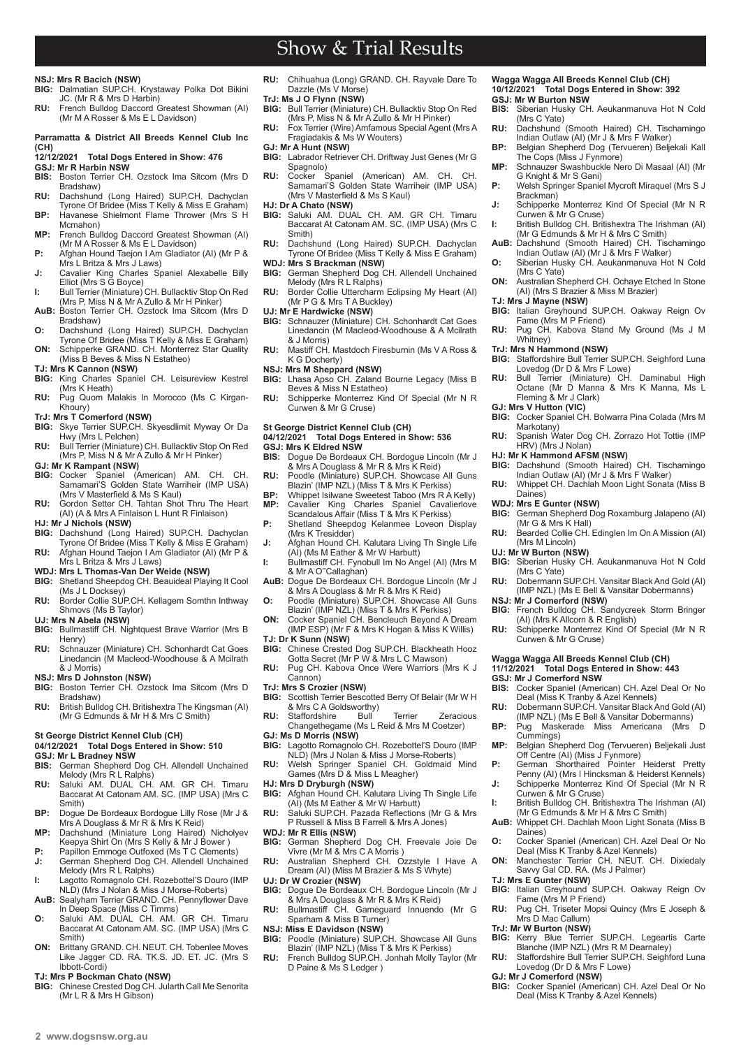# Show & Trial Results

**NSJ: Mrs R Bacich (NSW)**
- **BIG:** Dalmatian SUP.CH. Krystaway Polka Dot Bikini JC. (Mr R & Mrs D Harbin)
- **RU:** French Bulldog Daccord Greatest Showman (AI) (Mr M A Rosser & Ms E L Davidson)

## Parramatta & District All Breeds Kennel Club Inc (CH)

**12/12/2021 Total Dogs Entered in Show: 476**

**GSJ: Mr R Harbin NSW**
- **BIS:** Boston Terrier CH. Ozstock Ima Sitcom (Mrs D Bradshaw)
- **RU:** Dachshund (Long Haired) SUP.CH. Dachyclan Tyrone Of Bridee (Miss T Kelly & Miss E Graham)
- **BP:** Havanese Shielmont Flame Thrower (Mrs S H Mcmahon)
- **MP:** French Bulldog Daccord Greatest Showman (AI) (Mr M A Rosser & Ms E L Davidson)
- **P:** Afghan Hound Taejon I Am Gladiator (AI) (Mr P & Mrs L Britza & Mrs J Laws)
- **J:** Cavalier King Charles Spaniel Alexabelle Billy Elliot (Mrs S G Boyce)
- **I:** Bull Terrier (Miniature) CH. Bullacktiv Stop On Red (Mrs P, Miss N & Mr A Zullo & Mr H Pinker)
- **AuB:** Boston Terrier CH. Ozstock Ima Sitcom (Mrs D Bradshaw)
- **O:** Dachshund (Long Haired) SUP.CH. Dachyclan Tyrone Of Bridee (Miss T Kelly & Miss E Graham)
- **ON:** Schipperke GRAND. CH. Monterrez Star Quality (Miss B Beves & Miss N Estatheo)

**TJ: Mrs K Cannon (NSW)**
- **BIG:** King Charles Spaniel CH. Leisureview Kestrel (Mrs K Heath)
- **RU:** Pug Quom Malakis In Morocco (Ms C Kirgan-Khoury)

**TrJ: Mrs T Comerford (NSW)**
- **BIG:** Skye Terrier SUP.CH. Skyesdlimit Myway Or Da Hwy (Mrs L Pelchen)
- **RU:** Bull Terrier (Miniature) CH. Bullacktiv Stop On Red (Mrs P, Miss N & Mr A Zullo & Mr H Pinker)

**GJ: Mr K Rampant (NSW)**
- **BIG:** Cocker Spaniel (American) AM. CH. CH. Samamari'S Golden State Warriheir (IMP USA) (Mrs V Masterfield & Ms S Kaul)
- **RU:** Gordon Setter CH. Tahtan Shot Thru The Heart (AI) (A & Mrs A Finlaison L Hunt R Finlaison)

**HJ: Mr J Nichols (NSW)**
- **BIG:** Dachshund (Long Haired) SUP.CH. Dachyclan Tyrone Of Bridee (Miss T Kelly & Miss E Graham)
- **RU:** Afghan Hound Taejon I Am Gladiator (AI) (Mr P & Mrs L Britza & Mrs J Laws)

**WDJ: Mrs L Thomas-Van Der Weide (NSW)**
- **BIG:** Shetland Sheepdog CH. Beauideal Playing It Cool (Ms J L Docksey)
- **RU:** Border Collie SUP.CH. Kellagem Somthn Inthway Shmovs (Ms B Taylor)

**UJ: Mrs N Abela (NSW)**
- **BIG:** Bullmastiff CH. Nightquest Brave Warrior (Mrs B Henry)
- **RU:** Schnauzer (Miniature) CH. Schonhardt Cat Goes Linedancin (M Macleod-Woodhouse & A Mcilrath & J Morris)

**NSJ: Mrs D Johnston (NSW)**
- **BIG:** Boston Terrier CH. Ozstock Ima Sitcom (Mrs D Bradshaw)
- **RU:** British Bulldog CH. Britishextra The Kingsman (AI) (Mr G Edmunds & Mr H & Mrs C Smith)

## St George District Kennel Club (CH)

**04/12/2021 Total Dogs Entered in Show: 510**

**GSJ: Mr L Bradney NSW**
- **BIS:** German Shepherd Dog CH. Allendell Unchained Melody (Mrs R L Ralphs)
- **RU:** Saluki AM. DUAL CH. AM. GR CH. Timaru Baccarat At Catonam AM. SC. (IMP USA) (Mrs C Smith)
- **BP:** Dogue De Bordeaux Bordogue Lilly Rose (Mr J & Mrs A Douglass & Mr R & Mrs K Reid)
- **MP:** Dachshund (Miniature Long Haired) Nicholyev Keepya Shirt On (Mrs S Kelly & Mr J Bower )
- **P:** Papillon Emmoge Outfoxed (Mrs T C Clements)
- **J:** German Shepherd Dog CH. Allendell Unchained Melody (Mrs R L Ralphs)
- **I:** Lagotto Romagnolo CH. Rozebottel'S Douro (IMP NLD) (Mrs J Nolan & Miss J Morse-Roberts)
- **AuB:** Sealyham Terrier GRAND. CH. Pennyflower Dave In Deep Space (Miss C Timms)
- **O:** Saluki AM. DUAL CH. AM. GR CH. Timaru Baccarat At Catonam AM. SC. (IMP USA) (Mrs C Smith)
- **ON:** Brittany GRAND. CH. NEUT. CH. Tobenlee Moves Like Jagger CD. RA. TK.S. JD. ET. JC. (Mrs S Ibbott-Cordi)

**TJ: Mrs P Bockman Chato (NSW)**
- **BIG:** Chinese Crested Dog CH. Jularth Call Me Senorita (Mr L R & Mrs H Gibson)
- **RU:** Chihuahua (Long) GRAND. CH. Rayvale Dare To Dazzle (Ms V Morse)

**TrJ: Ms J O Flynn (NSW)**
- **BIG:** Bull Terrier (Miniature) CH. Bullacktiv Stop On Red (Mrs P, Miss N & Mr A Zullo & Mr H Pinker)
- **RU:** Fox Terrier (Wire) Amfamous Special Agent (Mrs A Fragiadakis & Ms W Wouters)

**GJ: Mr A Hunt (NSW)**
- **BIG:** Labrador Retriever CH. Driftway Just Genes (Mr G Spagnolo)
- **RU:** Cocker Spaniel (American) AM. CH. CH. Samamari'S Golden State Warriheir (IMP USA) (Mrs V Masterfield & Ms S Kaul)

**HJ: Dr A Chato (NSW)**
- **BIG:** Saluki AM. DUAL CH. AM. GR CH. Timaru Baccarat At Catonam AM. SC. (IMP USA) (Mrs C Smith)
- **RU:** Dachshund (Long Haired) SUP.CH. Dachyclan Tyrone Of Bridee (Miss T Kelly & Miss E Graham)

**WDJ: Mrs S Brackman (NSW)**
- **BIG:** German Shepherd Dog CH. Allendell Unchained Melody (Mrs R L Ralphs)
- **RU:** Border Collie Uttercharm Eclipsing My Heart (AI) (Mr P G & Mrs T A Buckley)

**UJ: Mr E Hardwicke (NSW)**
- **BIG:** Schnauzer (Miniature) CH. Schonhardt Cat Goes Linedancin (M Macleod-Woodhouse & A Mcilrath & J Morris)
- **RU:** Mastiff CH. Mastdoch Firesburnin (Ms V A Ross & K G Docherty)

**NSJ: Mrs M Sheppard (NSW)**
- **BIG:** Lhasa Apso CH. Zaland Bourne Legacy (Miss B Beves & Miss N Estatheo)
- **RU:** Schipperke Monterrez Kind Of Special (Mr N R Curwen & Mr G Cruse)

## St George District Kennel Club (CH)

**04/12/2021 Total Dogs Entered in Show: 536**

**GSJ: Mrs K Eldred NSW**
- **BIS:** Dogue De Bordeaux CH. Bordogue Lincoln (Mr J & Mrs A Douglass & Mr R & Mrs K Reid)
- **RU:** Poodle (Miniature) SUP.CH. Showcase All Guns Blazin' (IMP NZL) (Miss T & Mrs K Perkiss)
- **BP:** Whippet Isilwane Sweetest Taboo (Mrs R A Kelly)
- **MP:** Cavalier King Charles Spaniel Cavalierlove Scandalous Affair (Miss T & Mrs K Perkiss)
- **P:** Shetland Sheepdog Kelanmee Loveon Display (Mrs K Tresidder)
- **J:** Afghan Hound CH. Kalutara Living Th Single Life (AI) (Ms M Eather & Mr W Harbutt)
- **I:** Bullmastiff CH. Fynobull Im No Angel (AI) (Mrs M & Mr A O"Callaghan)
- **AuB:** Dogue De Bordeaux CH. Bordogue Lincoln (Mr J & Mrs A Douglass & Mr R & Mrs K Reid)
- **O:** Poodle (Miniature) SUP.CH. Showcase All Guns Blazin' (IMP NZL) (Miss T & Mrs K Perkiss)
- **ON:** Cocker Spaniel CH. Bencleuch Beyond A Dream (IMP ESP) (Mr F & Mrs K Hogan & Miss K Willis)

**TJ: Dr K Sunn (NSW)**
- **BIG:** Chinese Crested Dog SUP.CH. Blackheath Hooz Gotta Secret (Mr P W & Mrs L C Mawson)
- **RU:** Pug CH. Kabova Once Were Warriors (Mrs K J Cannon)

**TrJ: Mrs S Crozier (NSW)**
- **BIG:** Scottish Terrier Bescotted Berry Of Belair (Mr W H & Mrs C A Goldsworthy)
- **RU:** Staffordshire Bull Terrier Zeracious Changethegame (Ms L Reid & Mrs M Coetzer)

**GJ: Ms D Morris (NSW)**
- **BIG:** Lagotto Romagnolo CH. Rozebottel'S Douro (IMP NLD) (Mrs J Nolan & Miss J Morse-Roberts)
- **RU:** Welsh Springer Spaniel CH. Goldmaid Mind Games (Mrs D & Miss L Meagher)

**HJ: Mrs D Dryburgh (NSW)**
- **BIG:** Afghan Hound CH. Kalutara Living Th Single Life (AI) (Ms M Eather & Mr W Harbutt)
- **RU:** Saluki SUP.CH. Pazada Reflections (Mr G & Mrs P Russell & Miss B Farrell & Mrs A Jones)

**WDJ: Mr R Ellis (NSW)**
- **BIG:** German Shepherd Dog CH. Freevale Joie De Vivre (Mr M & Mrs C A Morris )
- **RU:** Australian Shepherd CH. Ozzstyle I Have A Dream (AI) (Miss M Brazier & Ms S Whyte)

**UJ: Dr W Crozier (NSW)**
- **BIG:** Dogue De Bordeaux CH. Bordogue Lincoln (Mr J & Mrs A Douglass & Mr R & Mrs K Reid)
- **RU:** Bullmastiff CH. Gameguard Innuendo (Mr G Sparham & Miss B Turner)

**NSJ: Miss E Davidson (NSW)**
- **BIG:** Poodle (Miniature) SUP.CH. Showcase All Guns Blazin' (IMP NZL) (Miss T & Mrs K Perkiss)
- **RU:** French Bulldog SUP.CH. Jonhah Molly Taylor (Mr D Paine & Ms S Ledger )

## Wagga Wagga All Breeds Kennel Club (CH)

**10/12/2021 Total Dogs Entered in Show: 392**

**GSJ: Mr W Burton NSW**
- **BIS:** Siberian Husky CH. Aeukanmanuva Hot N Cold (Mrs C Yate)
- **RU:** Dachshund (Smooth Haired) CH. Tischamingo Indian Outlaw (AI) (Mr J & Mrs F Walker)
- **BP:** Belgian Shepherd Dog (Tervueren) Beljekali Kall The Cops (Miss J Fynmore)
- **MP:** Schnauzer Swashbuckle Nero Di Masaal (AI) (Mr G Knight & Mr S Gani)
- **P:** Welsh Springer Spaniel Mycroft Miraquel (Mrs S J Brackman)
- **J:** Schipperke Monterrez Kind Of Special (Mr N R Curwen & Mr G Cruse)
- **I:** British Bulldog CH. Britishextra The Irishman (AI) (Mr G Edmunds & Mr H & Mrs C Smith)
- **AuB:** Dachshund (Smooth Haired) CH. Tischamingo Indian Outlaw (AI) (Mr J & Mrs F Walker)
- **O:** Siberian Husky CH. Aeukanmanuva Hot N Cold (Mrs C Yate)
- **ON:** Australian Shepherd CH. Ochaye Etched In Stone (AI) (Mrs S Brazier & Miss M Brazier)

**TJ: Mrs J Mayne (NSW)**
- **BIG:** Italian Greyhound SUP.CH. Oakway Reign Ov Fame (Mrs M P Friend)
- **RU:** Pug CH. Kabova Stand My Ground (Ms J M Whitney)

**TrJ: Mrs N Hammond (NSW)**
- **BIG:** Staffordshire Bull Terrier SUP.CH. Seighford Luna Lovedog (Dr D & Mrs F Lowe)
- **RU:** Bull Terrier (Miniature) CH. Daminabul High Octane (Mr D Manna & Mrs K Manna, Ms L Fleming & Mr J Clark)

**GJ: Mrs V Hutton (VIC)**
- **BIG:** Cocker Spaniel CH. Bolwarra Pina Colada (Mrs M Markotany)
- **RU:** Spanish Water Dog CH. Zorrazo Hot Tottie (IMP HRV) (Mrs J Nolan)

**HJ: Mr K Hammond AFSM (NSW)**
- **BIG:** Dachshund (Smooth Haired) CH. Tischamingo Indian Outlaw (AI) (Mr J & Mrs F Walker)
- **RU:** Whippet CH. Dachlah Moon Light Sonata (Miss B Daines)

**WDJ: Mrs E Gunter (NSW)**
- **BIG:** German Shepherd Dog Roxamburg Jalapeno (AI) (Mr G & Mrs K Hall)
- **RU:** Bearded Collie CH. Edinglen Im On A Mission (AI) (Mrs M Lincoln)

**UJ: Mr W Burton (NSW)**
- **BIG:** Siberian Husky CH. Aeukanmanuva Hot N Cold (Mrs C Yate)
- **RU:** Dobermann SUP.CH. Vansitar Black And Gold (AI) (IMP NZL) (Ms E Bell & Vansitar Dobermanns)

**NSJ: Mr J Comerford (NSW)**
- **BIG:** French Bulldog CH. Sandycreek Storm Bringer (AI) (Mrs K Allcorn & R English)
- **RU:** Schipperke Monterrez Kind Of Special (Mr N R Curwen & Mr G Cruse)

## Wagga Wagga All Breeds Kennel Club (CH)

**11/12/2021 Total Dogs Entered in Show: 443**

**GSJ: Mr J Comerford NSW**
- **BIS:** Cocker Spaniel (American) CH. Azel Deal Or No Deal (Miss K Tranby & Azel Kennels)
- **RU:** Dobermann SUP.CH. Vansitar Black And Gold (AI) (IMP NZL) (Ms E Bell & Vansitar Dobermanns)
- **BP:** Pug Maskerade Miss Americana (Mrs D Cummings)
- **MP:** Belgian Shepherd Dog (Tervueren) Beljekali Just Off Centre (AI) (Miss J Fynmore)
- **P:** German Shorthaired Pointer Heiderst Pretty Penny (AI) (Mrs I Hincksman & Heiderst Kennels)
- **J:** Schipperke Monterrez Kind Of Special (Mr N R Curwen & Mr G Cruse)
- **I:** British Bulldog CH. Britishextra The Irishman (AI) (Mr G Edmunds & Mr H & Mrs C Smith)
- **AuB:** Whippet CH. Dachlah Moon Light Sonata (Miss B Daines)
- **O:** Cocker Spaniel (American) CH. Azel Deal Or No Deal (Miss K Tranby & Azel Kennels)
- **ON:** Manchester Terrier CH. NEUT. CH. Dixiedaly Savvy Gal CD. RA. (Ms J Palmer)

**TJ: Mrs E Gunter (NSW)**
- **BIG:** Italian Greyhound SUP.CH. Oakway Reign Ov Fame (Mrs M P Friend)
- **RU:** Pug CH. Triseter Mopsi Quincy (Mrs E Joseph & Mrs D Mac Callum)

**TrJ: Mr W Burton (NSW)**
- **BIG:** Kerry Blue Terrier SUP.CH. Legeartis Carte Blanche (IMP NZL) (Mrs R M Dearnaley)
- **RU:** Staffordshire Bull Terrier SUP.CH. Seighford Luna Lovedog (Dr D & Mrs F Lowe)

**GJ: Mr J Comerford (NSW)**
- **BIG:** Cocker Spaniel (American) CH. Azel Deal Or No Deal (Miss K Tranby & Azel Kennels)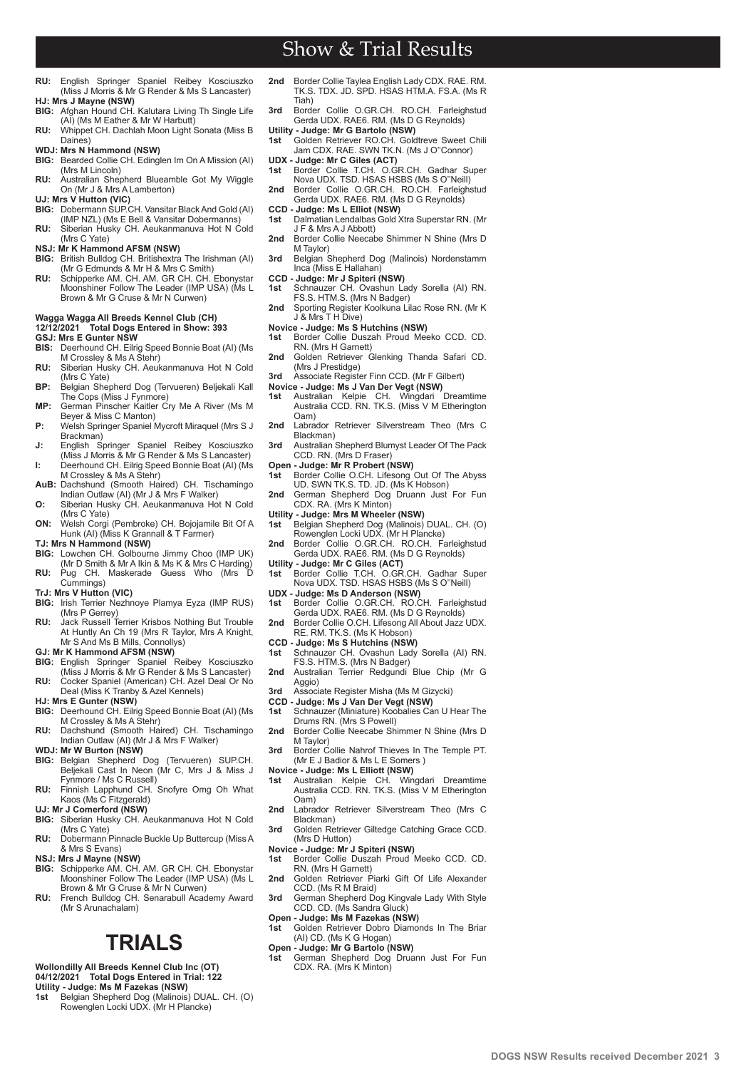# Show & Trial Results

**RU:** English Springer Spaniel Reibey Kosciuszko (Miss J Morris & Mr G Render & Ms S Lancaster)

**HJ: Mrs J Mayne (NSW)**

**BIG:** Afghan Hound CH. Kalutara Living Th Single Life (AI) (Ms M Eather & Mr W Harbutt)

**RU:** Whippet CH. Dachlah Moon Light Sonata (Miss B Daines)

**WDJ: Mrs N Hammond (NSW)**

**BIG:** Bearded Collie CH. Edinglen Im On A Mission (AI) (Mrs M Lincoln)

**RU:** Australian Shepherd Blueamble Got My Wiggle On (Mr J & Mrs A Lamberton)

**UJ: Mrs V Hutton (VIC)**

**BIG:** Dobermann SUP.CH. Vansitar Black And Gold (AI) (IMP NZL) (Ms E Bell & Vansitar Dobermanns)

**RU:** Siberian Husky CH. Aeukanmanuva Hot N Cold (Mrs C Yate)

**NSJ: Mr K Hammond AFSM (NSW)**

**BIG:** British Bulldog CH. Britishextra The Irishman (AI) (Mr G Edmunds & Mr H & Mrs C Smith)

**RU:** Schipperke AM. CH. AM. GR CH. CH. Ebonystar Moonshiner Follow The Leader (IMP USA) (Ms L Brown & Mr G Cruse & Mr N Curwen)

**Wagga Wagga All Breeds Kennel Club (CH)**
**12/12/2021 Total Dogs Entered in Show: 393**
**GSJ: Mrs E Gunter NSW**

**BIS:** Deerhound CH. Eilrig Speed Bonnie Boat (AI) (Ms M Crossley & Ms A Stehr)

**RU:** Siberian Husky CH. Aeukanmanuva Hot N Cold (Mrs C Yate)

**BP:** Belgian Shepherd Dog (Tervueren) Beljekali Kall The Cops (Miss J Fynmore)

**MP:** German Pinscher Kaitler Cry Me A River (Ms M Beyer & Miss C Manton)

**P:** Welsh Springer Spaniel Mycroft Miraquel (Mrs S J Brackman)

**J:** English Springer Spaniel Reibey Kosciuszko (Miss J Morris & Mr G Render & Ms S Lancaster)

**I:** Deerhound CH. Eilrig Speed Bonnie Boat (AI) (Ms M Crossley & Ms A Stehr)

**AuB:** Dachshund (Smooth Haired) CH. Tischamingo Indian Outlaw (AI) (Mr J & Mrs F Walker)

**O:** Siberian Husky CH. Aeukanmanuva Hot N Cold (Mrs C Yate)

**ON:** Welsh Corgi (Pembroke) CH. Bojojamile Bit Of A Hunk (AI) (Miss K Grannall & T Farmer)

**TJ: Mrs N Hammond (NSW)**

**BIG:** Lowchen CH. Golbourne Jimmy Choo (IMP UK) (Mr D Smith & Mr A Ikin & Ms K & Mrs C Harding)

**RU:** Pug CH. Maskerade Guess Who (Mrs D Cummings)

**TrJ: Mrs V Hutton (VIC)**

**BIG:** Irish Terrier Nezhnoye Plamya Eyza (IMP RUS) (Mrs P Gerrey)

**RU:** Jack Russell Terrier Krisbos Nothing But Trouble At Huntly An Ch 19 (Mrs R Taylor, Mrs A Knight, Mr S And Ms B Mills, Connollys)

**GJ: Mr K Hammond AFSM (NSW)**

**BIG:** English Springer Spaniel Reibey Kosciuszko (Miss J Morris & Mr G Render & Ms S Lancaster)

**RU:** Cocker Spaniel (American) CH. Azel Deal Or No Deal (Miss K Tranby & Azel Kennels)

**HJ: Mrs E Gunter (NSW)**

**BIG:** Deerhound CH. Eilrig Speed Bonnie Boat (AI) (Ms M Crossley & Ms A Stehr)

**RU:** Dachshund (Smooth Haired) CH. Tischamingo Indian Outlaw (AI) (Mr J & Mrs F Walker)

**WDJ: Mr W Burton (NSW)**

**BIG:** Belgian Shepherd Dog (Tervueren) SUP.CH. Beljekali Cast In Neon (Mr C, Mrs J & Miss J Fynmore / Ms C Russell)

**RU:** Finnish Lapphund CH. Snofyre Omg Oh What Kaos (Ms C Fitzgerald)

**UJ: Mr J Comerford (NSW)**

**BIG:** Siberian Husky CH. Aeukanmanuva Hot N Cold (Mrs C Yate)

**RU:** Dobermann Pinnacle Buckle Up Buttercup (Miss A & Mrs S Evans)

**NSJ: Mrs J Mayne (NSW)**

**BIG:** Schipperke AM. CH. AM. GR CH. CH. Ebonystar Moonshiner Follow The Leader (IMP USA) (Ms L Brown & Mr G Cruse & Mr N Curwen)

**RU:** French Bulldog CH. Senarabull Academy Award (Mr S Arunachalam)

# TRIALS

**Wollondilly All Breeds Kennel Club Inc (OT)**
**04/12/2021 Total Dogs Entered in Trial: 122**
**Utility - Judge: Ms M Fazekas (NSW)**

**1st** Belgian Shepherd Dog (Malinois) DUAL. CH. (O) Rowenglen Locki UDX. (Mr H Plancke)

**2nd** Border Collie Taylea English Lady CDX. RAE. RM. TK.S. TDX. JD. SPD. HSAS HTM.A. FS.A. (Ms R Tiah)

**3rd** Border Collie O.GR.CH. RO.CH. Farleighstud Gerda UDX. RAE6. RM. (Ms D G Reynolds)

**Utility - Judge: Mr G Bartolo (NSW)**

**1st** Golden Retriever RO.CH. Goldtreve Sweet Chili Jam CDX. RAE. SWN TK.N. (Ms J O"Connor)

**UDX - Judge: Mr C Giles (ACT)**

**1st** Border Collie T.CH. O.GR.CH. Gadhar Super Nova UDX. TSD. HSAS HSBS (Ms S O"Neill)

**2nd** Border Collie O.GR.CH. RO.CH. Farleighstud Gerda UDX. RAE6. RM. (Ms D G Reynolds)

**CCD - Judge: Ms L Elliot (NSW)**

**1st** Dalmatian Lendalbas Gold Xtra Superstar RN. (Mr J F & Mrs A J Abbott)

**2nd** Border Collie Neecabe Shimmer N Shine (Mrs D M Taylor)

**3rd** Belgian Shepherd Dog (Malinois) Nordenstamm Inca (Miss E Hallahan)

**CCD - Judge: Mr J Spiteri (NSW)**

**1st** Schnauzer CH. Ovashun Lady Sorella (AI) RN. FS.S. HTM.S. (Mrs N Badger)

**2nd** Sporting Register Koolkuna Lilac Rose RN. (Mr K J & Mrs T H Dive)

**Novice - Judge: Ms S Hutchins (NSW)**

**1st** Border Collie Duszah Proud Meeko CCD. CD. RN. (Mrs H Garnett)

**2nd** Golden Retriever Glenking Thanda Safari CD. (Mrs J Prestidge)

**3rd** Associate Register Finn CCD. (Mr F Gilbert)

**Novice - Judge: Ms J Van Der Vegt (NSW)**

**1st** Australian Kelpie CH. Wingdari Dreamtime Australia CCD. RN. TK.S. (Miss V M Etherington Oam)

**2nd** Labrador Retriever Silverstream Theo (Mrs C Blackman)

**3rd** Australian Shepherd Blumyst Leader Of The Pack CCD. RN. (Mrs D Fraser)

**Open - Judge: Mr R Probert (NSW)**

**1st** Border Collie O.CH. Lifesong Out Of The Abyss UD. SWN TK.S. TD. JD. (Ms K Hobson)

**2nd** German Shepherd Dog Druann Just For Fun CDX. RA. (Mrs K Minton)

**Utility - Judge: Mrs M Wheeler (NSW)**

**1st** Belgian Shepherd Dog (Malinois) DUAL. CH. (O) Rowenglen Locki UDX. (Mr H Plancke)

**2nd** Border Collie O.GR.CH. RO.CH. Farleighstud Gerda UDX. RAE6. RM. (Ms D G Reynolds)

**Utility - Judge: Mr C Giles (ACT)**

**1st** Border Collie T.CH. O.GR.CH. Gadhar Super Nova UDX. TSD. HSAS HSBS (Ms S O"Neill)

**UDX - Judge: Ms D Anderson (NSW)**

**1st** Border Collie O.GR.CH. RO.CH. Farleighstud Gerda UDX. RAE6. RM. (Ms D G Reynolds)

**2nd** Border Collie O.CH. Lifesong All About Jazz UDX. RE. RM. TK.S. (Ms K Hobson)

**CCD - Judge: Ms S Hutchins (NSW)**

**1st** Schnauzer CH. Ovashun Lady Sorella (AI) RN. FS.S. HTM.S. (Mrs N Badger)

**2nd** Australian Terrier Redgundi Blue Chip (Mr G Aggio)

**3rd** Associate Register Misha (Ms M Gizycki)

**CCD - Judge: Ms J Van Der Vegt (NSW)**

**1st** Schnauzer (Miniature) Koobalies Can U Hear The Drums RN. (Mrs S Powell)

**2nd** Border Collie Neecabe Shimmer N Shine (Mrs D M Taylor)

**3rd** Border Collie Nahrof Thieves In The Temple PT. (Mr E J Badior & Ms L E Somers )

**Novice - Judge: Ms L Elliott (NSW)**

**1st** Australian Kelpie CH. Wingdari Dreamtime Australia CCD. RN. TK.S. (Miss V M Etherington Oam)

**2nd** Labrador Retriever Silverstream Theo (Mrs C Blackman)

**3rd** Golden Retriever Giltedge Catching Grace CCD. (Mrs D Hutton)

**Novice - Judge: Mr J Spiteri (NSW)**

**1st** Border Collie Duszah Proud Meeko CCD. CD. RN. (Mrs H Garnett)

**2nd** Golden Retriever Piarki Gift Of Life Alexander CCD. (Ms R M Braid)

**3rd** German Shepherd Dog Kingvale Lady With Style CCD. CD. (Ms Sandra Gluck)

**Open - Judge: Ms M Fazekas (NSW)**

**1st** Golden Retriever Dobro Diamonds In The Briar (AI) CD. (Ms K G Hogan)

**Open - Judge: Mr G Bartolo (NSW)**

**1st** German Shepherd Dog Druann Just For Fun CDX. RA. (Mrs K Minton)